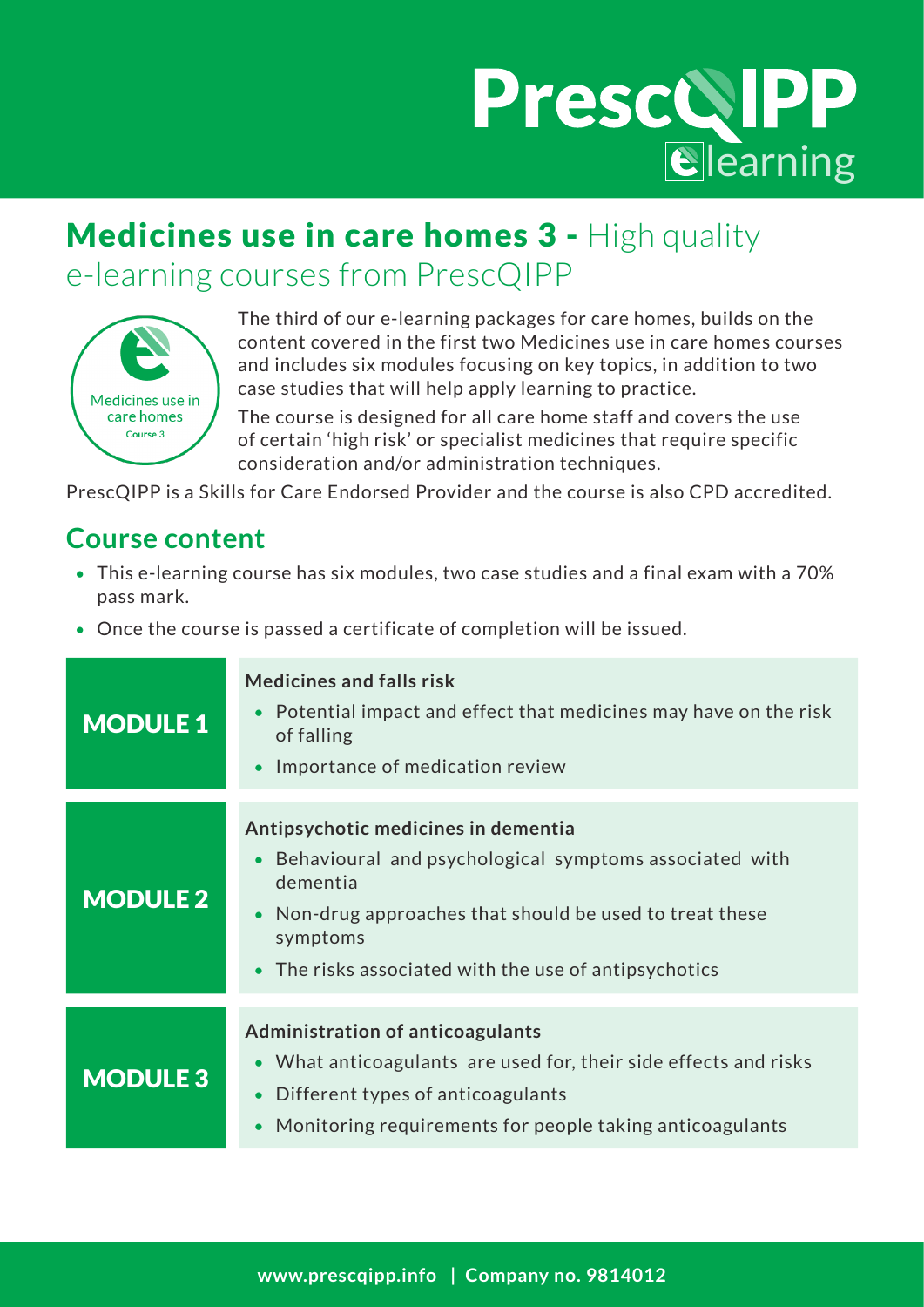# Medicines use in care homes 3 - High quality e-learning courses from PrescQIPP

The third of our e-learning packages for care homes, builds on the content covered in the first two Medicines use in care homes courses and includes six modules focusing on key topics, in addition to two case studies that will help apply learning to practice.

The course is designed for all care home staff and covers the use of certain 'high risk' or specialist medicines that require specific consideration and/or administration techniques.

PrescQIPP is a Skills for Care Endorsed Provider and the course is also CPD accredited.

## Course content

- This e-learning course has six modules, two case studies and a final exam with a 70% pass mark.
- Once the course is passed a certificate of completion will be issued.

| | |
|---|---|
| **MODULE 1** | **Medicines and falls risk**<br>• Potential impact and effect that medicines may have on the risk of falling<br>• Importance of medication review |
| **MODULE 2** | **Antipsychotic medicines in dementia**<br>• Behavioural and psychological symptoms associated with dementia<br>• Non-drug approaches that should be used to treat these symptoms<br>• The risks associated with the use of antipsychotics |
| **MODULE 3** | **Administration of anticoagulants**<br>• What anticoagulants are used for, their side effects and risks<br>• Different types of anticoagulants<br>• Monitoring requirements for people taking anticoagulants |

www.prescqipp.info | Company no. 9814012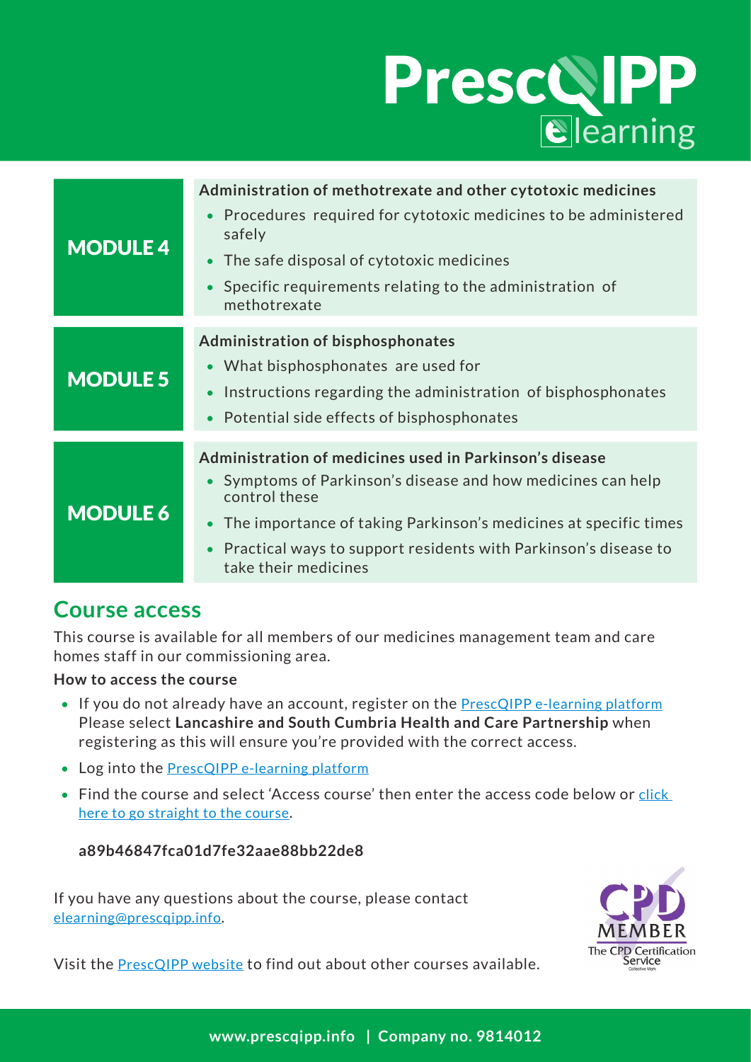| | |
|---|---|
| **MODULE 4** | **Administration of methotrexate and other cytotoxic medicines**<br>• Procedures required for cytotoxic medicines to be administered safely<br>• The safe disposal of cytotoxic medicines<br>• Specific requirements relating to the administration of methotrexate |
| **MODULE 5** | **Administration of bisphosphonates**<br>• What bisphosphonates are used for<br>• Instructions regarding the administration of bisphosphonates<br>• Potential side effects of bisphosphonates |
| **MODULE 6** | **Administration of medicines used in Parkinson's disease**<br>• Symptoms of Parkinson's disease and how medicines can help control these<br>• The importance of taking Parkinson's medicines at specific times<br>• Practical ways to support residents with Parkinson's disease to take their medicines |

## Course access

This course is available for all members of our medicines management team and care homes staff in our commissioning area.

**How to access the course**

- If you do not already have an account, register on the PrescQIPP e-learning platform Please select **Lancashire and South Cumbria Health and Care Partnership** when registering as this will ensure you're provided with the correct access.
- Log into the PrescQIPP e-learning platform
- Find the course and select 'Access course' then enter the access code below or click here to go straight to the course.

**a89b46847fca01d7fe32aae88bb22de8**

If you have any questions about the course, please contact elearning@prescqipp.info.

Visit the PrescQIPP website to find out about other courses available.

CPD MEMBER The CPD Certification Service

www.prescqipp.info | Company no. 9814012